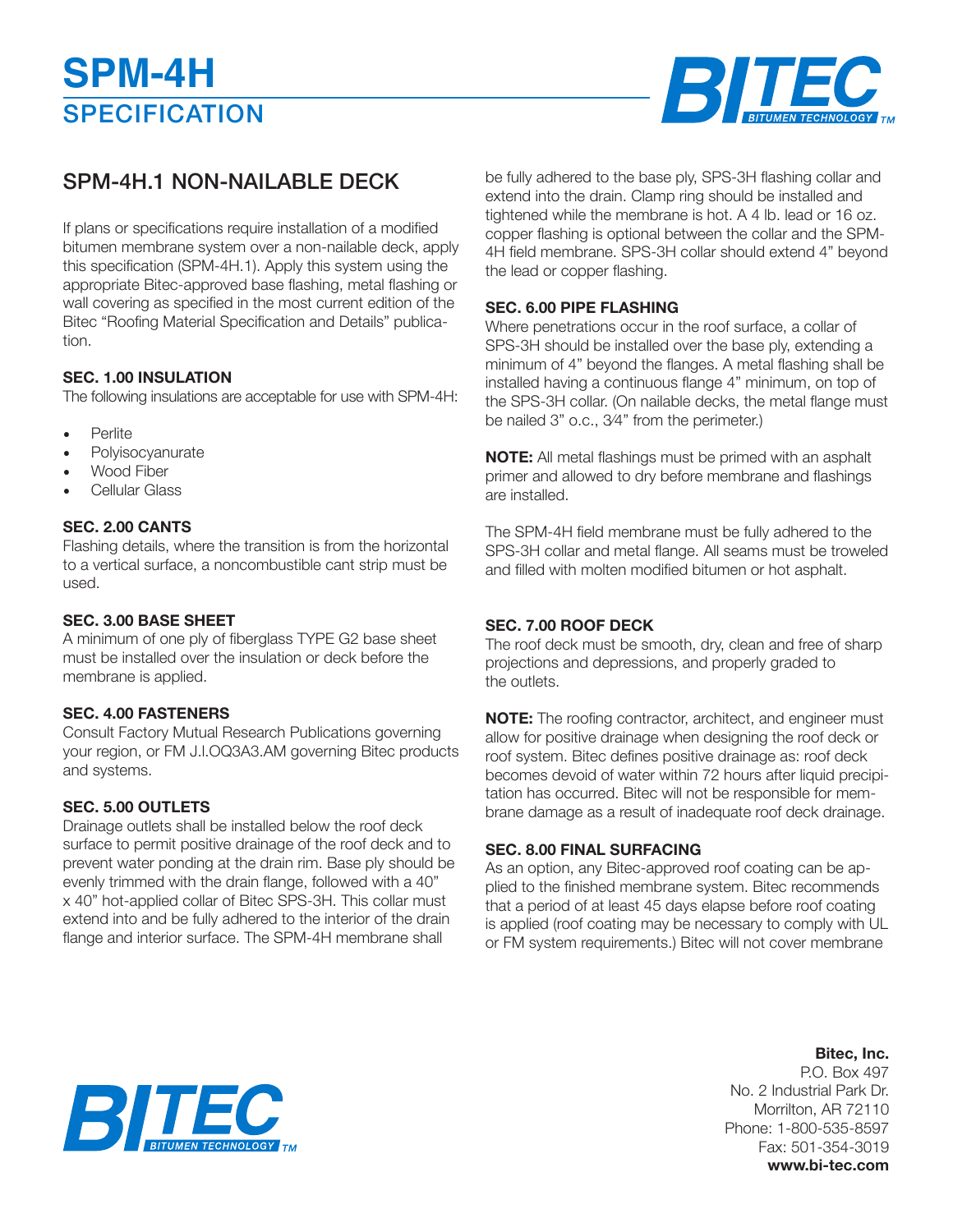# SPM-4H SPECIFICATION

## SPM-4H.1 NON-NAILABLE DECK

If plans or specifications require installation of a modified bitumen membrane system over a non-nailable deck, apply this specification (SPM-4H.1). Apply this system using the appropriate Bitec-approved base flashing, metal flashing or wall covering as specified in the most current edition of the Bitec "Roofing Material Specification and Details" publication.

### SEC. 1.00 INSULATION

The following insulations are acceptable for use with SPM-4H:

- Perlite
- Polyisocyanurate
- Wood Fiber
- Cellular Glass

### SEC. 2.00 CANTS

Flashing details, where the transition is from the horizontal to a vertical surface, a noncombustible cant strip must be used.

### SEC. 3.00 BASE SHEET

A minimum of one ply of fiberglass TYPE G2 base sheet must be installed over the insulation or deck before the membrane is applied.

### SEC. 4.00 FASTENERS

Consult Factory Mutual Research Publications governing your region, or FM J.I.OQ3A3.AM governing Bitec products and systems.

### SEC. 5.00 OUTLETS

Drainage outlets shall be installed below the roof deck surface to permit positive drainage of the roof deck and to prevent water ponding at the drain rim. Base ply should be evenly trimmed with the drain flange, followed with a 40" x 40" hot-applied collar of Bitec SPS-3H. This collar must extend into and be fully adhered to the interior of the drain flange and interior surface. The SPM-4H membrane shall be fully adhered to the base ply, SPS-3H flashing collar and extend into the drain. Clamp ring should be installed and tightened while the membrane is hot. A 4 lb. lead or 16 oz. copper flashing is optional between the collar and the SPM-4H field membrane. SPS-3H collar should extend 4" beyond the lead or copper flashing.

### SEC. 6.00 PIPE FLASHING

Where penetrations occur in the roof surface, a collar of SPS-3H should be installed over the base ply, extending a minimum of 4" beyond the flanges. A metal flashing shall be installed having a continuous flange 4" minimum, on top of the SPS-3H collar. (On nailable decks, the metal flange must be nailed 3" o.c., 3⁄4" from the perimeter.)

**NOTE:** All metal flashings must be primed with an asphalt primer and allowed to dry before membrane and flashings are installed.

The SPM-4H field membrane must be fully adhered to the SPS-3H collar and metal flange. All seams must be troweled and filled with molten modified bitumen or hot asphalt.

### SEC. 7.00 ROOF DECK

The roof deck must be smooth, dry, clean and free of sharp projections and depressions, and properly graded to the outlets.

**NOTE:** The roofing contractor, architect, and engineer must allow for positive drainage when designing the roof deck or roof system. Bitec defines positive drainage as: roof deck becomes devoid of water within 72 hours after liquid precipitation has occurred. Bitec will not be responsible for membrane damage as a result of inadequate roof deck drainage.

### SEC. 8.00 FINAL SURFACING

As an option, any Bitec-approved roof coating can be applied to the finished membrane system. Bitec recommends that a period of at least 45 days elapse before roof coating is applied (roof coating may be necessary to comply with UL or FM system requirements.) Bitec will not cover membrane

**Bitec, Inc.**
P.O. Box 497
No. 2 Industrial Park Dr.
Morrilton, AR 72110
Phone: 1-800-535-8597
Fax: 501-354-3019
**www.bi-tec.com**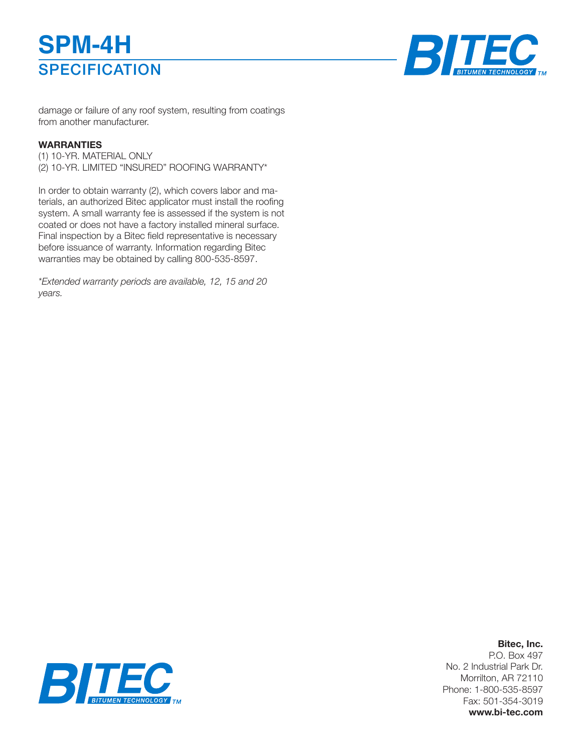damage or failure of any roof system, resulting from coatings from another manufacturer.

**WARRANTIES**

(1) 10-YR. MATERIAL ONLY
(2) 10-YR. LIMITED "INSURED" ROOFING WARRANTY*

In order to obtain warranty (2), which covers labor and materials, an authorized Bitec applicator must install the roofing system. A small warranty fee is assessed if the system is not coated or does not have a factory installed mineral surface. Final inspection by a Bitec field representative is necessary before issuance of warranty. Information regarding Bitec warranties may be obtained by calling 800-535-8597.

*Extended warranty periods are available, 12, 15 and 20 years.*

**Bitec, Inc.**
P.O. Box 497
No. 2 Industrial Park Dr.
Morrilton, AR 72110
Phone: 1-800-535-8597
Fax: 501-354-3019
**www.bi-tec.com**